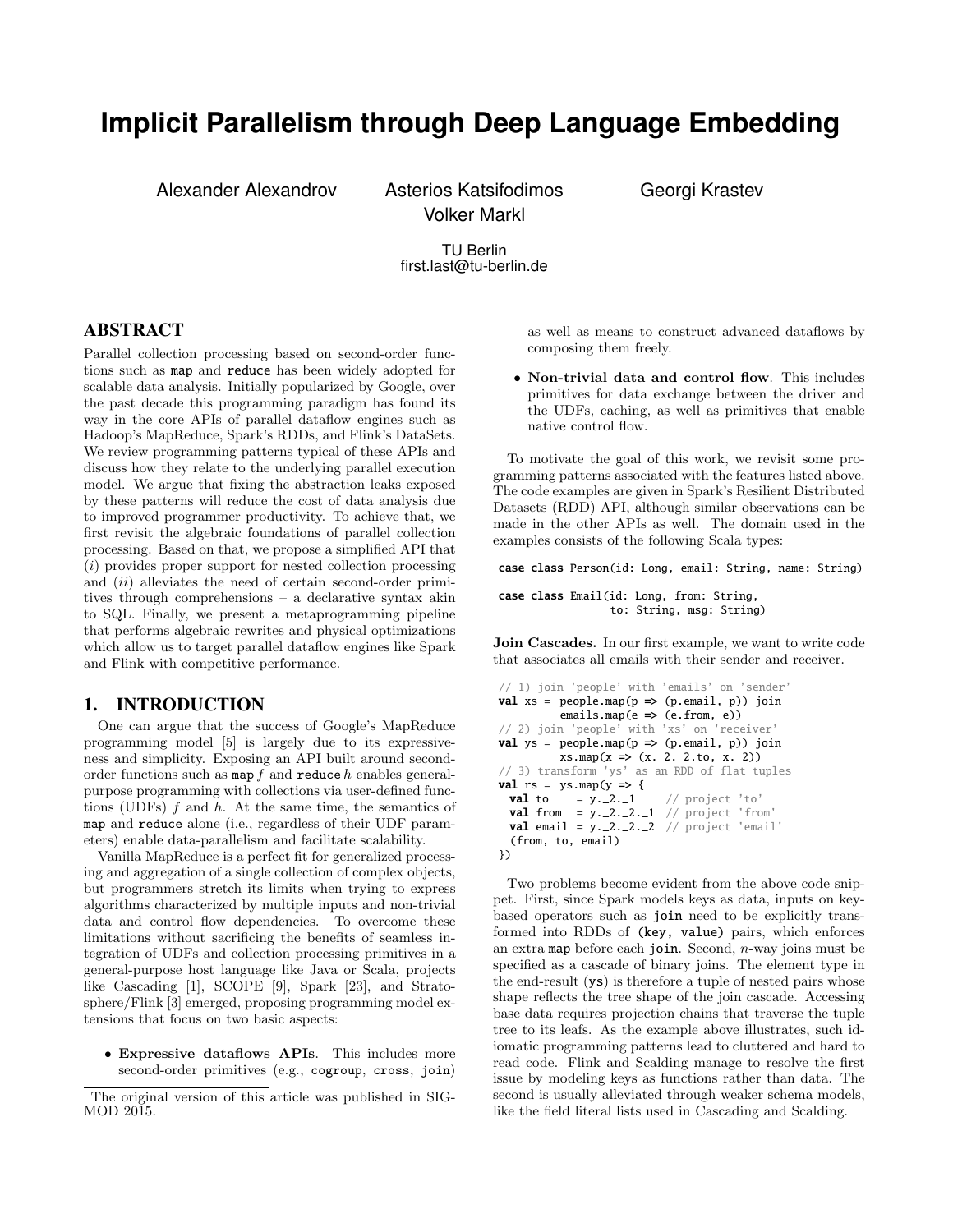# Implicit Parallelism through Deep Language Embedding

Alexander Alexandrov Asterios Katsifodimos Georgi Krastev
Volker Markl

TU Berlin
first.last@tu-berlin.de

## ABSTRACT

Parallel collection processing based on second-order functions such as `map` and `reduce` has been widely adopted for scalable data analysis. Initially popularized by Google, over the past decade this programming paradigm has found its way in the core APIs of parallel dataflow engines such as Hadoop's MapReduce, Spark's RDDs, and Flink's DataSets. We review programming patterns typical of these APIs and discuss how they relate to the underlying parallel execution model. We argue that fixing the abstraction leaks exposed by these patterns will reduce the cost of data analysis due to improved programmer productivity. To achieve that, we first revisit the algebraic foundations of parallel collection processing. Based on that, we propose a simplified API that (*i*) provides proper support for nested collection processing and (*ii*) alleviates the need of certain second-order primitives through comprehensions – a declarative syntax akin to SQL. Finally, we present a metaprogramming pipeline that performs algebraic rewrites and physical optimizations which allow us to target parallel dataflow engines like Spark and Flink with competitive performance.

## 1. INTRODUCTION

One can argue that the success of Google's MapReduce programming model [5] is largely due to its expressiveness and simplicity. Exposing an API built around second-order functions such as `map` $f$ and `reduce` $h$ enables general-purpose programming with collections via user-defined functions (UDFs) $f$ and $h$. At the same time, the semantics of `map` and `reduce` alone (i.e., regardless of their UDF parameters) enable data-parallelism and facilitate scalability.

Vanilla MapReduce is a perfect fit for generalized processing and aggregation of a single collection of complex objects, but programmers stretch its limits when trying to express algorithms characterized by multiple inputs and non-trivial data and control flow dependencies. To overcome these limitations without sacrificing the benefits of seamless integration of UDFs and collection processing primitives in a general-purpose host language like Java or Scala, projects like Cascading [1], SCOPE [9], Spark [23], and Stratosphere/Flink [3] emerged, proposing programming model extensions that focus on two basic aspects:

- **Expressive dataflows APIs**. This includes more second-order primitives (e.g., `cogroup`, `cross`, `join`) as well as means to construct advanced dataflows by composing them freely.
- **Non-trivial data and control flow**. This includes primitives for data exchange between the driver and the UDFs, caching, as well as primitives that enable native control flow.

The original version of this article was published in SIGMOD 2015.

To motivate the goal of this work, we revisit some programming patterns associated with the features listed above. The code examples are given in Spark's Resilient Distributed Datasets (RDD) API, although similar observations can be made in the other APIs as well. The domain used in the examples consists of the following Scala types:

```
case class Person(id: Long, email: String, name: String)

case class Email(id: Long, from: String,
                 to: String, msg: String)
```

**Join Cascades.** In our first example, we want to write code that associates all emails with their sender and receiver.

```
// 1) join 'people' with 'emails' on 'sender'
val xs = people.map(p => (p.email, p)) join
         emails.map(e => (e.from, e))
// 2) join 'people' with 'xs' on 'receiver'
val ys = people.map(p => (p.email, p)) join
         xs.map(x => (x._2._2.to, x._2))
// 3) transform 'ys' as an RDD of flat tuples
val rs = ys.map(y => {
  val to    = y._2._1     // project 'to'
  val from  = y._2._2._1  // project 'from'
  val email = y._2._2._2  // project 'email'
  (from, to, email)
})
```

Two problems become evident from the above code snippet. First, since Spark models keys as data, inputs on key-based operators such as `join` need to be explicitly transformed into RDDs of `(key, value)` pairs, which enforces an extra `map` before each `join`. Second, $n$-way joins must be specified as a cascade of binary joins. The element type in the end-result (`ys`) is therefore a tuple of nested pairs whose shape reflects the tree shape of the join cascade. Accessing base data requires projection chains that traverse the tuple tree to its leafs. As the example above illustrates, such idiomatic programming patterns lead to cluttered and hard to read code. Flink and Scalding manage to resolve the first issue by modeling keys as functions rather than data. The second is usually alleviated through weaker schema models, like the field literal lists used in Cascading and Scalding.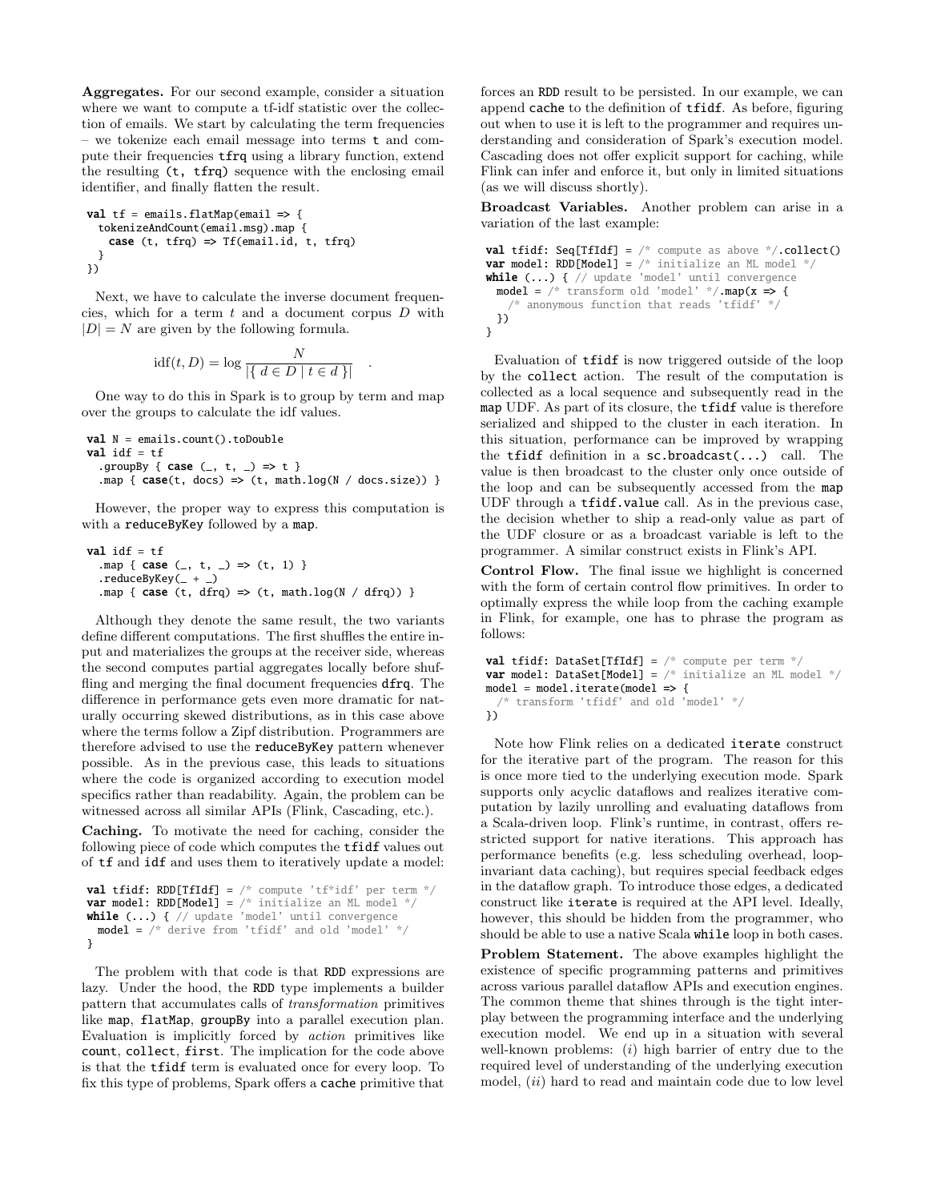**Aggregates.** For our second example, consider a situation where we want to compute a tf-idf statistic over the collection of emails. We start by calculating the term frequencies – we tokenize each email message into terms `t` and compute their frequencies `tfrq` using a library function, extend the resulting `(t, tfrq)` sequence with the enclosing email identifier, and finally flatten the result.

```
val tf = emails.flatMap(email => {
  tokenizeAndCount(email.msg).map {
    case (t, tfrq) => Tf(email.id, t, tfrq)
  }
})
```

Next, we have to calculate the inverse document frequencies, which for a term $t$ and a document corpus $D$ with $|D| = N$ are given by the following formula.

$$\text{idf}(t, D) = \log \frac{N}{|\{\, d \in D \mid t \in d \,\}|} \quad .$$

One way to do this in Spark is to group by term and map over the groups to calculate the idf values.

```
val N = emails.count().toDouble
val idf = tf
  .groupBy { case (_, t, _) => t }
  .map { case(t, docs) => (t, math.log(N / docs.size)) }
```

However, the proper way to express this computation is with a `reduceByKey` followed by a `map`.

```
val idf = tf
  .map { case (_, t, _) => (t, 1) }
  .reduceByKey(_ + _)
  .map { case (t, dfrq) => (t, math.log(N / dfrq)) }
```

Although they denote the same result, the two variants define different computations. The first shuffles the entire input and materializes the groups at the receiver side, whereas the second computes partial aggregates locally before shuffling and merging the final document frequencies `dfrq`. The difference in performance gets even more dramatic for naturally occurring skewed distributions, as in this case above where the terms follow a Zipf distribution. Programmers are therefore advised to use the `reduceByKey` pattern whenever possible. As in the previous case, this leads to situations where the code is organized according to execution model specifics rather than readability. Again, the problem can be witnessed across all similar APIs (Flink, Cascading, etc.).

**Caching.** To motivate the need for caching, consider the following piece of code which computes the `tfidf` values out of `tf` and `idf` and uses them to iteratively update a model:

```
val tfidf: RDD[TfIdf] = /* compute 'tf*idf' per term */
var model: RDD[Model] = /* initialize an ML model */
while (...) { // update 'model' until convergence
  model = /* derive from 'tfidf' and old 'model' */
}
```

The problem with that code is that `RDD` expressions are lazy. Under the hood, the `RDD` type implements a builder pattern that accumulates calls of *transformation* primitives like `map`, `flatMap`, `groupBy` into a parallel execution plan. Evaluation is implicitly forced by *action* primitives like `count`, `collect`, `first`. The implication for the code above is that the `tfidf` term is evaluated once for every loop. To fix this type of problems, Spark offers a `cache` primitive that forces an `RDD` result to be persisted. In our example, we can append `cache` to the definition of `tfidf`. As before, figuring out when to use it is left to the programmer and requires understanding and consideration of Spark's execution model. Cascading does not offer explicit support for caching, while Flink can infer and enforce it, but only in limited situations (as we will discuss shortly).

**Broadcast Variables.** Another problem can arise in a variation of the last example:

```
val tfidf: Seq[TfIdf] = /* compute as above */.collect()
var model: RDD[Model] = /* initialize an ML model */
while (...) { // update 'model' until convergence
  model = /* transform old 'model' */.map(x => {
    /* anonymous function that reads 'tfidf' */
  })
}
```

Evaluation of `tfidf` is now triggered outside of the loop by the `collect` action. The result of the computation is collected as a local sequence and subsequently read in the `map` UDF. As part of its closure, the `tfidf` value is therefore serialized and shipped to the cluster in each iteration. In this situation, performance can be improved by wrapping the `tfidf` definition in a `sc.broadcast(...)` call. The value is then broadcast to the cluster only once outside of the loop and can be subsequently accessed from the `map` UDF through a `tfidf.value` call. As in the previous case, the decision whether to ship a read-only value as part of the UDF closure or as a broadcast variable is left to the programmer. A similar construct exists in Flink's API.

**Control Flow.** The final issue we highlight is concerned with the form of certain control flow primitives. In order to optimally express the while loop from the caching example in Flink, for example, one has to phrase the program as follows:

```
val tfidf: DataSet[TfIdf] = /* compute per term */
var model: DataSet[Model] = /* initialize an ML model */
model = model.iterate(model => {
  /* transform 'tfidf' and old 'model' */
})
```

Note how Flink relies on a dedicated `iterate` construct for the iterative part of the program. The reason for this is once more tied to the underlying execution mode. Spark supports only acyclic dataflows and realizes iterative computation by lazily unrolling and evaluating dataflows from a Scala-driven loop. Flink's runtime, in contrast, offers restricted support for native iterations. This approach has performance benefits (e.g. less scheduling overhead, loop-invariant data caching), but requires special feedback edges in the dataflow graph. To introduce those edges, a dedicated construct like `iterate` is required at the API level. Ideally, however, this should be hidden from the programmer, who should be able to use a native Scala `while` loop in both cases.

**Problem Statement.** The above examples highlight the existence of specific programming patterns and primitives across various parallel dataflow APIs and execution engines. The common theme that shines through is the tight interplay between the programming interface and the underlying execution model. We end up in a situation with several well-known problems: (*i*) high barrier of entry due to the required level of understanding of the underlying execution model, (*ii*) hard to read and maintain code due to low level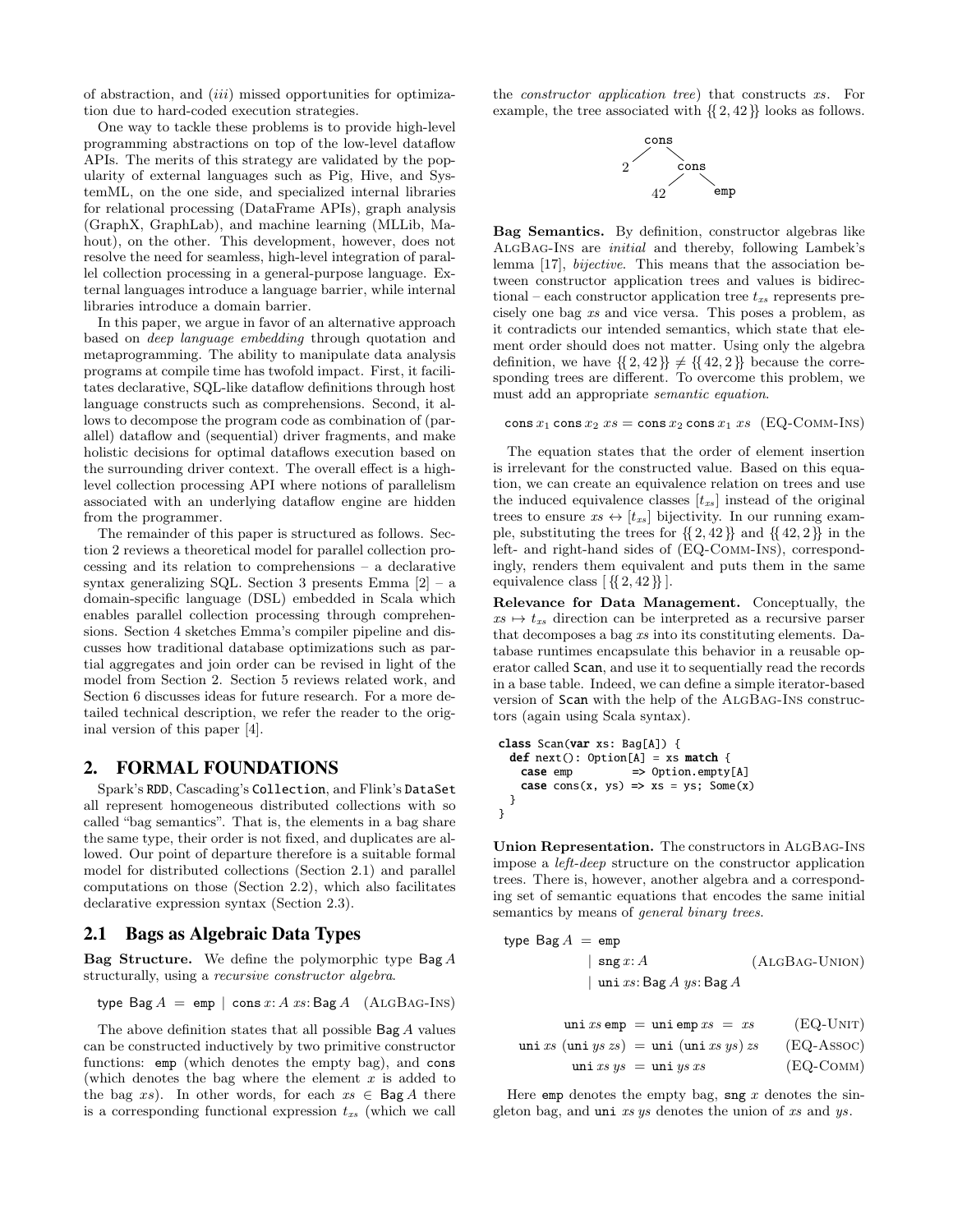of abstraction, and (*iii*) missed opportunities for optimization due to hard-coded execution strategies.

One way to tackle these problems is to provide high-level programming abstractions on top of the low-level dataflow APIs. The merits of this strategy are validated by the popularity of external languages such as Pig, Hive, and SystemML, on the one side, and specialized internal libraries for relational processing (DataFrame APIs), graph analysis (GraphX, GraphLab), and machine learning (MLLib, Mahout), on the other. This development, however, does not resolve the need for seamless, high-level integration of parallel collection processing in a general-purpose language. External languages introduce a language barrier, while internal libraries introduce a domain barrier.

In this paper, we argue in favor of an alternative approach based on *deep language embedding* through quotation and metaprogramming. The ability to manipulate data analysis programs at compile time has twofold impact. First, it facilitates declarative, SQL-like dataflow definitions through host language constructs such as comprehensions. Second, it allows to decompose the program code as combination of (parallel) dataflow and (sequential) driver fragments, and make holistic decisions for optimal dataflows execution based on the surrounding driver context. The overall effect is a high-level collection processing API where notions of parallelism associated with an underlying dataflow engine are hidden from the programmer.

The remainder of this paper is structured as follows. Section 2 reviews a theoretical model for parallel collection processing and its relation to comprehensions – a declarative syntax generalizing SQL. Section 3 presents Emma [2] – a domain-specific language (DSL) embedded in Scala which enables parallel collection processing through comprehensions. Section 4 sketches Emma's compiler pipeline and discusses how traditional database optimizations such as partial aggregates and join order can be revised in light of the model from Section 2. Section 5 reviews related work, and Section 6 discusses ideas for future research. For a more detailed technical description, we refer the reader to the original version of this paper [4].

## 2. FORMAL FOUNDATIONS

Spark's RDD, Cascading's Collection, and Flink's DataSet all represent homogeneous distributed collections with so called "bag semantics". That is, the elements in a bag share the same type, their order is not fixed, and duplicates are allowed. Our point of departure therefore is a suitable formal model for distributed collections (Section 2.1) and parallel computations on those (Section 2.2), which also facilitates declarative expression syntax (Section 2.3).

### 2.1 Bags as Algebraic Data Types

**Bag Structure.** We define the polymorphic type $\mathsf{Bag}\,A$ structurally, using a *recursive constructor algebra*.

$$\text{type Bag}\,A \;=\; \texttt{emp} \;\mid\; \texttt{cons}\,x\!: A\;xs\!: \text{Bag}\,A \qquad (\textsc{AlgBag-Ins})$$

The above definition states that all possible $\mathsf{Bag}\,A$ values can be constructed inductively by two primitive constructor functions: emp (which denotes the empty bag), and cons (which denotes the bag where the element $x$ is added to the bag $xs$). In other words, for each $xs \in \mathsf{Bag}\,A$ there is a corresponding functional expression $t_{xs}$ (which we call the *constructor application tree*) that constructs $xs$. For example, the tree associated with $\{\{2, 42\}\}$ looks as follows.

```
      cons
     /    \
    2     cons
         /    \
        42    emp
```

**Bag Semantics.** By definition, constructor algebras like AlgBag-Ins are *initial* and thereby, following Lambek's lemma [17], *bijective*. This means that the association between constructor application trees and values is bidirectional – each constructor application tree $t_{xs}$ represents precisely one bag $xs$ and vice versa. This poses a problem, as it contradicts our intended semantics, which state that element order should does not matter. Using only the algebra definition, we have $\{\{2, 42\}\} \neq \{\{42, 2\}\}$ because the corresponding trees are different. To overcome this problem, we must add an appropriate *semantic equation*.

$$\texttt{cons}\,x_1\,\texttt{cons}\,x_2\,xs = \texttt{cons}\,x_2\,\texttt{cons}\,x_1\,xs \quad (\textsc{EQ-Comm-Ins})$$

The equation states that the order of element insertion is irrelevant for the constructed value. Based on this equation, we can create an equivalence relation on trees and use the induced equivalence classes $[t_{xs}]$ instead of the original trees to ensure $xs \leftrightarrow [t_{xs}]$ bijectivity. In our running example, substituting the trees for $\{\{2, 42\}\}$ and $\{\{42, 2\}\}$ in the left- and right-hand sides of (EQ-Comm-Ins), correspondingly, renders them equivalent and puts them in the same equivalence class $[\{\{2, 42\}\}]$.

**Relevance for Data Management.** Conceptually, the $xs \mapsto t_{xs}$ direction can be interpreted as a recursive parser that decomposes a bag $xs$ into its constituting elements. Database runtimes encapsulate this behavior in a reusable operator called Scan, and use it to sequentially read the records in a base table. Indeed, we can define a simple iterator-based version of Scan with the help of the AlgBag-Ins constructors (again using Scala syntax).

```
class Scan(var xs: Bag[A]) {
  def next(): Option[A] = xs match {
    case emp         => Option.empty[A]
    case cons(x, ys) => xs = ys; Some(x)
  }
}
```

**Union Representation.** The constructors in AlgBag-Ins impose a *left-deep* structure on the constructor application trees. There is, however, another algebra and a corresponding set of semantic equations that encodes the same initial semantics by means of *general binary trees*.

$$\begin{aligned} \text{type Bag}\,A \;=\; & \texttt{emp} \\ \mid\; & \texttt{sng}\,x\!: A \qquad\qquad\qquad (\textsc{AlgBag-Union}) \\ \mid\; & \texttt{uni}\,xs\!: \text{Bag}\,A\;ys\!: \text{Bag}\,A \end{aligned}$$

$$\begin{aligned} \texttt{uni}\,xs\,\texttt{emp} \;=\; \texttt{uni}\,\texttt{emp}\,xs \;=\; xs & \qquad (\textsc{EQ-Unit}) \\ \texttt{uni}\,xs\;(\texttt{uni}\,ys\,zs) \;=\; \texttt{uni}\;(\texttt{uni}\,xs\,ys)\,zs & \qquad (\textsc{EQ-Assoc}) \\ \texttt{uni}\,xs\,ys \;=\; \texttt{uni}\,ys\,xs & \qquad (\textsc{EQ-Comm}) \end{aligned}$$

Here emp denotes the empty bag, sng $x$ denotes the singleton bag, and uni $xs$ $ys$ denotes the union of $xs$ and $ys$.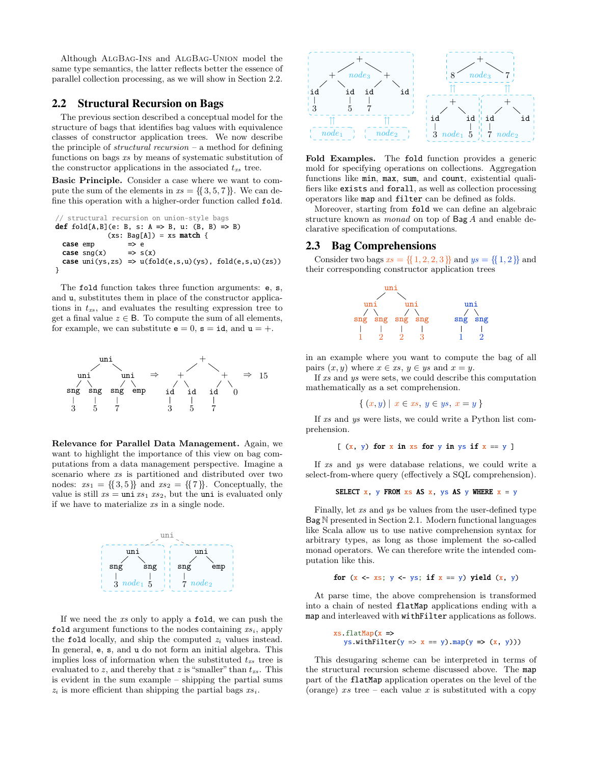Although AlgBag-Ins and AlgBag-Union model the same type semantics, the latter reflects better the essence of parallel collection processing, as we will show in Section 2.2.

## 2.2 Structural Recursion on Bags

The previous section described a conceptual model for the structure of bags that identifies bag values with equivalence classes of constructor application trees. We now describe the principle of *structural recursion* – a method for defining functions on bags $xs$ by means of systematic substitution of the constructor applications in the associated $t_{xs}$ tree.

**Basic Principle.** Consider a case where we want to compute the sum of the elements in $xs = \{\{3, 5, 7\}\}$. We can define this operation with a higher-order function called `fold`.

```
// structural recursion on union-style bags
def fold[A,B](e: B, s: A => B, u: (B, B) => B)
             (xs: Bag[A]) = xs match {
  case emp        => e
  case sng(x)     => s(x)
  case uni(ys,zs) => u(fold(e,s,u)(ys), fold(e,s,u)(zs))
}
```

The `fold` function takes three function arguments: `e`, `s`, and `u`, substitutes them in place of the constructor applications in $t_{xs}$, and evaluates the resulting expression tree to get a final value $z \in \mathsf{B}$. To compute the sum of all elements, for example, we can substitute $\mathtt{e} = 0$, $\mathtt{s} = \mathtt{id}$, and $\mathtt{u} = +$.

**Relevance for Parallel Data Management.** Again, we want to highlight the importance of this view on bag computations from a data management perspective. Imagine a scenario where $xs$ is partitioned and distributed over two nodes: $xs_1 = \{\{3, 5\}\}$ and $xs_2 = \{\{7\}\}$. Conceptually, the value is still $xs = \mathtt{uni}\ xs_1\ xs_2$, but the `uni` is evaluated only if we have to materialize $xs$ in a single node.

If we need the $xs$ only to apply a `fold`, we can push the `fold` argument functions to the nodes containing $xs_i$, apply the `fold` locally, and ship the computed $z_i$ values instead. In general, `e`, `s`, and `u` do not form an initial algebra. This implies loss of information when the substituted $t_{xs}$ tree is evaluated to $z$, and thereby that $z$ is "smaller" than $t_{xs}$. This is evident in the sum example – shipping the partial sums $z_i$ is more efficient than shipping the partial bags $xs_i$.

**Fold Examples.** The `fold` function provides a generic mold for specifying operations on collections. Aggregation functions like `min`, `max`, `sum`, and `count`, existential qualifiers like `exists` and `forall`, as well as collection processing operators like `map` and `filter` can be defined as folds.

Moreover, starting from `fold` we can define an algebraic structure known as *monad* on top of $\mathsf{Bag}\ A$ and enable declarative specification of computations.

## 2.3 Bag Comprehensions

Consider two bags $xs = \{\{1, 2, 2, 3\}\}$ and $ys = \{\{1, 2\}\}$ and their corresponding constructor application trees

in an example where you want to compute the bag of all pairs $(x, y)$ where $x \in xs$, $y \in ys$ and $x = y$.

If $xs$ and $ys$ were sets, we could describe this computation mathematically as a set comprehension.

$$\{\ (x, y) \mid x \in xs,\ y \in ys,\ x = y\ \}$$

If $xs$ and $ys$ were lists, we could write a Python list comprehension.

```
[ (x, y) for x in xs for y in ys if x == y ]
```

If $xs$ and $ys$ were database relations, we could write a select-from-where query (effectively a SQL comprehension).

```
SELECT x, y FROM xs AS x, ys AS y WHERE x = y
```

Finally, let $xs$ and $ys$ be values from the user-defined type $\mathsf{Bag}\ \mathbb{N}$ presented in Section 2.1. Modern functional languages like Scala allow us to use native comprehension syntax for arbitrary types, as long as those implement the so-called monad operators. We can therefore write the intended computation like this.

```
for (x <- xs; y <- ys; if x == y) yield (x, y)
```

At parse time, the above comprehension is transformed into a chain of nested `flatMap` applications ending with a `map` and interleaved with `withFilter` applications as follows.

```
xs.flatMap(x =>
  ys.withFilter(y => x == y).map(y => (x, y)))
```

This desugaring scheme can be interpreted in terms of the structural recursion scheme discussed above. The `map` part of the `flatMap` application operates on the level of the (orange) $xs$ tree – each value $x$ is substituted with a copy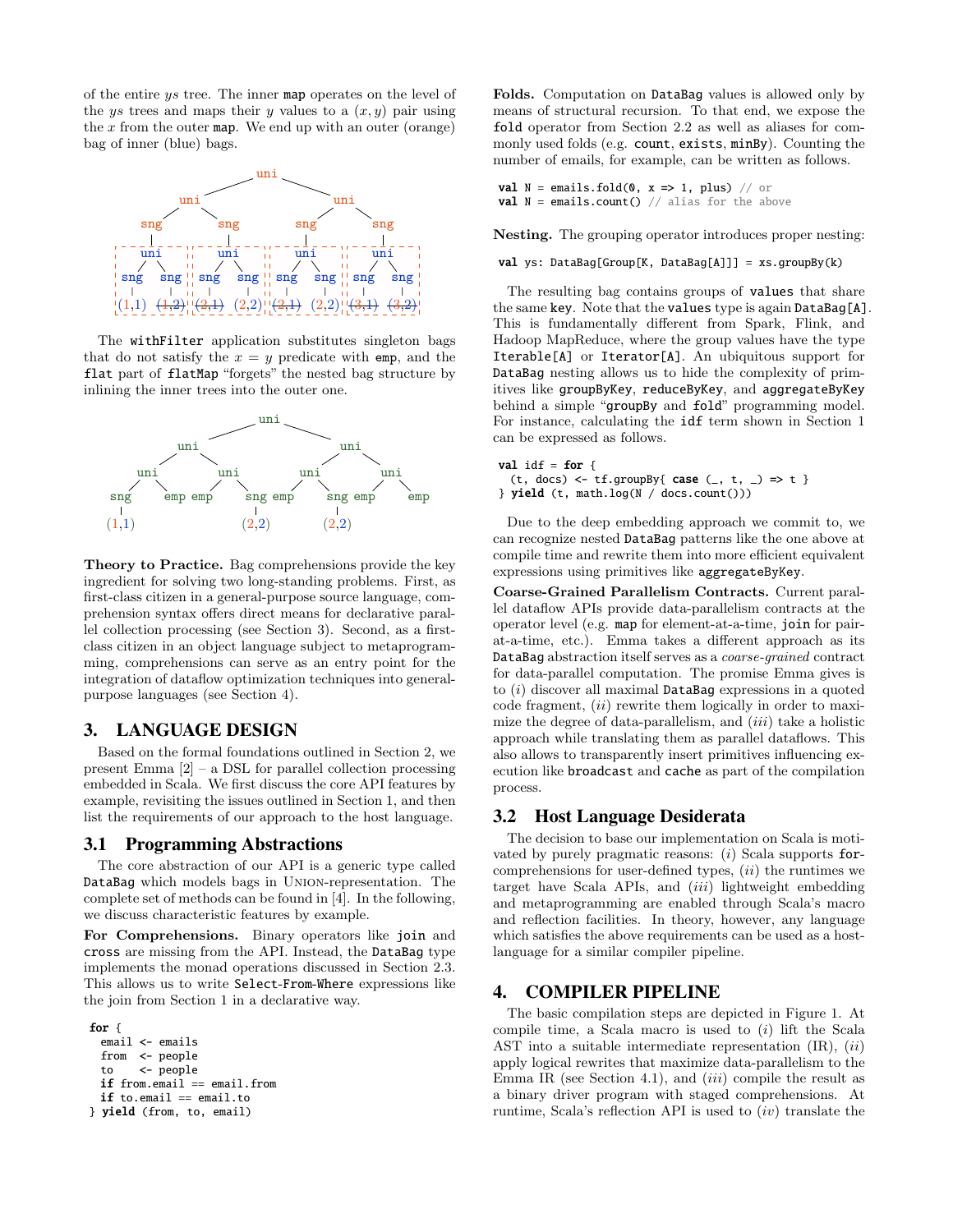of the entire $ys$ tree. The inner `map` operates on the level of the $ys$ trees and maps their $y$ values to a $(x, y)$ pair using the $x$ from the outer `map`. We end up with an outer (orange) bag of inner (blue) bags.

The `withFilter` application substitutes singleton bags that do not satisfy the $x = y$ predicate with `emp`, and the `flat` part of `flatMap` "forgets" the nested bag structure by inlining the inner trees into the outer one.

**Theory to Practice.** Bag comprehensions provide the key ingredient for solving two long-standing problems. First, as first-class citizen in a general-purpose source language, comprehension syntax offers direct means for declarative parallel collection processing (see Section 3). Second, as a first-class citizen in an object language subject to metaprogramming, comprehensions can serve as an entry point for the integration of dataflow optimization techniques into general-purpose languages (see Section 4).

# 3. LANGUAGE DESIGN

Based on the formal foundations outlined in Section 2, we present Emma [2] – a DSL for parallel collection processing embedded in Scala. We first discuss the core API features by example, revisiting the issues outlined in Section 1, and then list the requirements of our approach to the host language.

## 3.1 Programming Abstractions

The core abstraction of our API is a generic type called `DataBag` which models bags in UNION-representation. The complete set of methods can be found in [4]. In the following, we discuss characteristic features by example.

**For Comprehensions.** Binary operators like `join` and `cross` are missing from the API. Instead, the `DataBag` type implements the monad operations discussed in Section 2.3. This allows us to write `Select-From-Where` expressions like the join from Section 1 in a declarative way.

```
for {
  email <- emails
  from  <- people
  to    <- people
  if from.email == email.from
  if to.email == email.to
} yield (from, to, email)
```

**Folds.** Computation on `DataBag` values is allowed only by means of structural recursion. To that end, we expose the `fold` operator from Section 2.2 as well as aliases for commonly used folds (e.g. `count`, `exists`, `minBy`). Counting the number of emails, for example, can be written as follows.

```
val N = emails.fold(0, x => 1, plus) // or
val N = emails.count() // alias for the above
```

**Nesting.** The grouping operator introduces proper nesting:

```
val ys: DataBag[Group[K, DataBag[A]]] = xs.groupBy(k)
```

The resulting bag contains groups of `values` that share the same `key`. Note that the `values` type is again `DataBag[A]`. This is fundamentally different from Spark, Flink, and Hadoop MapReduce, where the group values have the type `Iterable[A]` or `Iterator[A]`. An ubiquitous support for `DataBag` nesting allows us to hide the complexity of primitives like `groupByKey`, `reduceByKey`, and `aggregateByKey` behind a simple "`groupBy` and `fold`" programming model. For instance, calculating the `idf` term shown in Section 1 can be expressed as follows.

```
val idf = for {
  (t, docs) <- tf.groupBy{ case (_, t, _) => t }
} yield (t, math.log(N / docs.count()))
```

Due to the deep embedding approach we commit to, we can recognize nested `DataBag` patterns like the one above at compile time and rewrite them into more efficient equivalent expressions using primitives like `aggregateByKey`.

**Coarse-Grained Parallelism Contracts.** Current parallel dataflow APIs provide data-parallelism contracts at the operator level (e.g. `map` for element-at-a-time, `join` for pair-at-a-time, etc.). Emma takes a different approach as its `DataBag` abstraction itself serves as a *coarse-grained* contract for data-parallel computation. The promise Emma gives is to (*i*) discover all maximal `DataBag` expressions in a quoted code fragment, (*ii*) rewrite them logically in order to maximize the degree of data-parallelism, and (*iii*) take a holistic approach while translating them as parallel dataflows. This also allows to transparently insert primitives influencing execution like `broadcast` and `cache` as part of the compilation process.

## 3.2 Host Language Desiderata

The decision to base our implementation on Scala is motivated by purely pragmatic reasons: (*i*) Scala supports `for`-comprehensions for user-defined types, (*ii*) the runtimes we target have Scala APIs, and (*iii*) lightweight embedding and metaprogramming are enabled through Scala's macro and reflection facilities. In theory, however, any language which satisfies the above requirements can be used as a host-language for a similar compiler pipeline.

# 4. COMPILER PIPELINE

The basic compilation steps are depicted in Figure 1. At compile time, a Scala macro is used to (*i*) lift the Scala AST into a suitable intermediate representation (IR), (*ii*) apply logical rewrites that maximize data-parallelism to the Emma IR (see Section 4.1), and (*iii*) compile the result as a binary driver program with staged comprehensions. At runtime, Scala's reflection API is used to (*iv*) translate the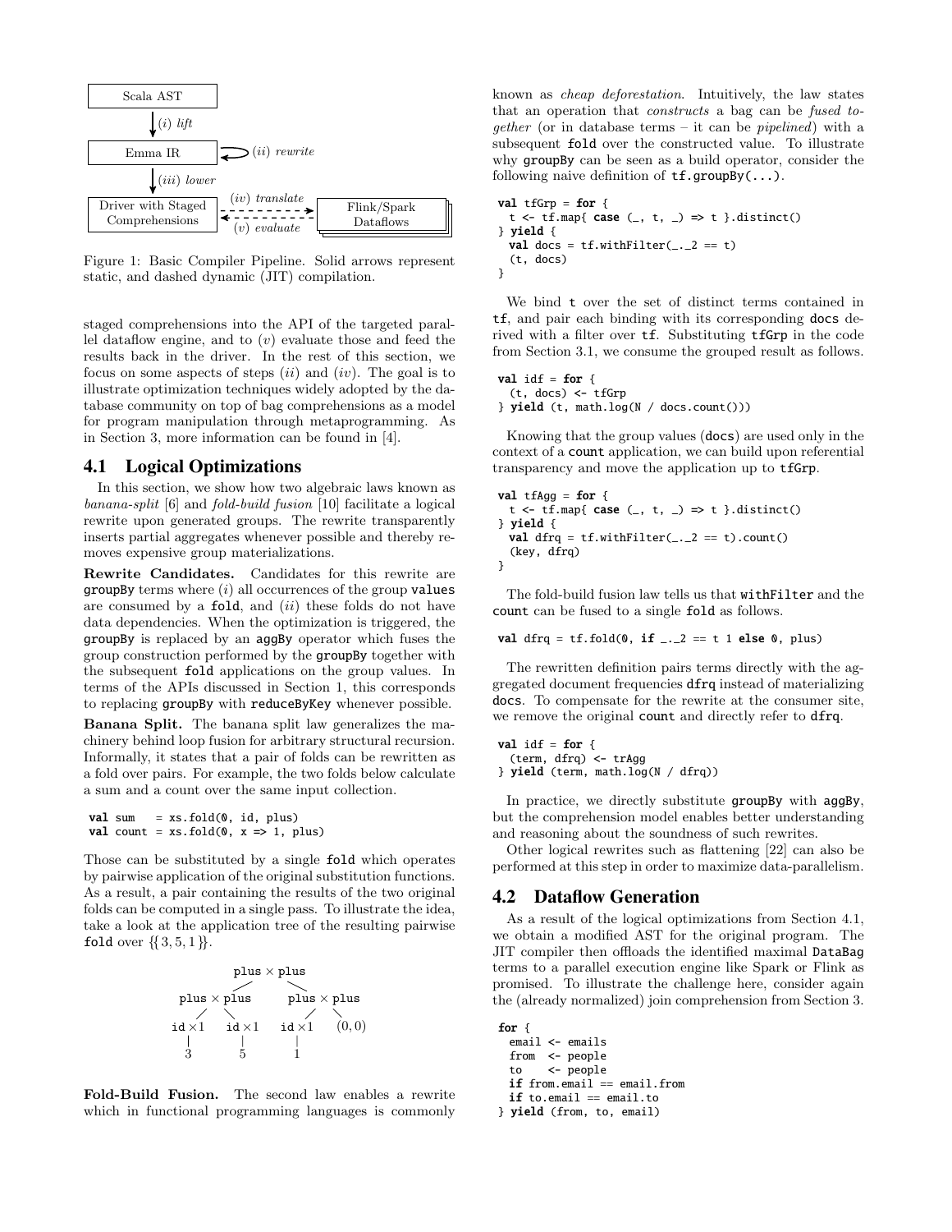Scala AST → (i) lift → Emma IR ⟲ (ii) rewrite → (iii) lower → Driver with Staged Comprehensions ⇢ (iv) translate ⇢ Flink/Spark Dataflows ⇢ (v) evaluate ⇢ Driver with Staged Comprehensions

Figure 1: Basic Compiler Pipeline. Solid arrows represent static, and dashed dynamic (JIT) compilation.

staged comprehensions into the API of the targeted parallel dataflow engine, and to (v) evaluate those and feed the results back in the driver. In the rest of this section, we focus on some aspects of steps (ii) and (iv). The goal is to illustrate optimization techniques widely adopted by the database community on top of bag comprehensions as a model for program manipulation through metaprogramming. As in Section 3, more information can be found in [4].

## 4.1 Logical Optimizations

In this section, we show how two algebraic laws known as *banana-split* [6] and *fold-build fusion* [10] facilitate a logical rewrite upon generated groups. The rewrite transparently inserts partial aggregates whenever possible and thereby removes expensive group materializations.

**Rewrite Candidates.** Candidates for this rewrite are `groupBy` terms where (i) all occurrences of the group `values` are consumed by a `fold`, and (ii) these folds do not have data dependencies. When the optimization is triggered, the `groupBy` is replaced by an `aggBy` operator which fuses the group construction performed by the `groupBy` together with the subsequent `fold` applications on the group values. In terms of the APIs discussed in Section 1, this corresponds to replacing `groupBy` with `reduceByKey` whenever possible.

**Banana Split.** The banana split law generalizes the machinery behind loop fusion for arbitrary structural recursion. Informally, it states that a pair of folds can be rewritten as a fold over pairs. For example, the two folds below calculate a sum and a count over the same input collection.

```
val sum   = xs.fold(0, id, plus)
val count = xs.fold(0, x => 1, plus)
```

Those can be substituted by a single `fold` which operates by pairwise application of the original substitution functions. As a result, a pair containing the results of the two original folds can be computed in a single pass. To illustrate the idea, take a look at the application tree of the resulting pairwise `fold` over $\{\{3, 5, 1\}\}$.

```
                 plus × plus
                /           \
        plus × plus       plus × plus
         /       \          /       \
     id ×1     id ×1     id ×1    (0, 0)
       |         |         |
       3         5         1
```

**Fold-Build Fusion.** The second law enables a rewrite which in functional programming languages is commonly known as *cheap deforestation*. Intuitively, the law states that an operation that *constructs* a bag can be *fused together* (or in database terms – it can be *pipelined*) with a subsequent `fold` over the constructed value. To illustrate why `groupBy` can be seen as a build operator, consider the following naive definition of `tf.groupBy(...)`.

```
val tfGrp = for {
  t <- tf.map{ case (_, t, _) => t }.distinct()
} yield {
  val docs = tf.withFilter(_._2 == t)
  (t, docs)
}
```

We bind `t` over the set of distinct terms contained in `tf`, and pair each binding with its corresponding `docs` derived with a filter over `tf`. Substituting `tfGrp` in the code from Section 3.1, we consume the grouped result as follows.

```
val idf = for {
  (t, docs) <- tfGrp
} yield (t, math.log(N / docs.count()))
```

Knowing that the group values (`docs`) are used only in the context of a `count` application, we can build upon referential transparency and move the application up to `tfGrp`.

```
val tfAgg = for {
  t <- tf.map{ case (_, t, _) => t }.distinct()
} yield {
  val dfrq = tf.withFilter(_._2 == t).count()
  (key, dfrq)
}
```

The fold-build fusion law tells us that `withFilter` and the `count` can be fused to a single `fold` as follows.

```
val dfrq = tf.fold(0, if _._2 == t 1 else 0, plus)
```

The rewritten definition pairs terms directly with the aggregated document frequencies `dfrq` instead of materializing `docs`. To compensate for the rewrite at the consumer site, we remove the original `count` and directly refer to `dfrq`.

```
val idf = for {
  (term, dfrq) <- trAgg
} yield (term, math.log(N / dfrq))
```

In practice, we directly substitute `groupBy` with `aggBy`, but the comprehension model enables better understanding and reasoning about the soundness of such rewrites.

Other logical rewrites such as flattening [22] can also be performed at this step in order to maximize data-parallelism.

## 4.2 Dataflow Generation

As a result of the logical optimizations from Section 4.1, we obtain a modified AST for the original program. The JIT compiler then offloads the identified maximal `DataBag` terms to a parallel execution engine like Spark or Flink as promised. To illustrate the challenge here, consider again the (already normalized) join comprehension from Section 3.

```
for {
  email <- emails
  from  <- people
  to    <- people
  if from.email == email.from
  if to.email == email.to
} yield (from, to, email)
```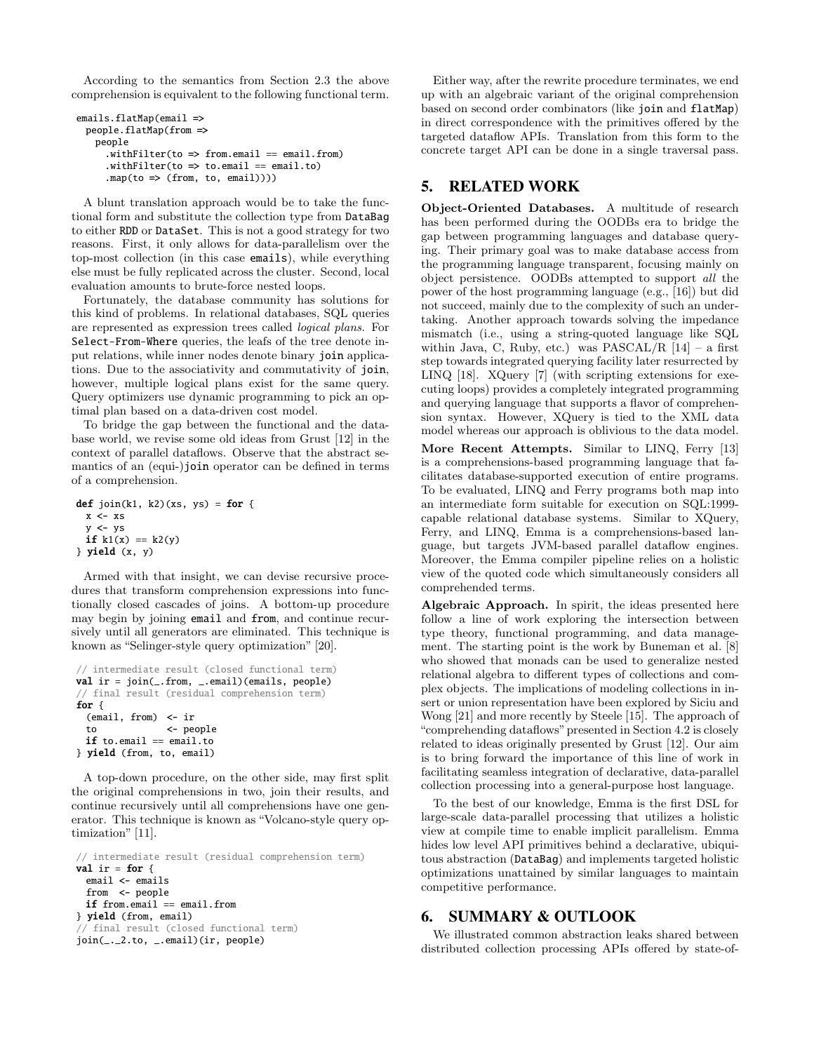According to the semantics from Section 2.3 the above comprehension is equivalent to the following functional term.

```
emails.flatMap(email =>
  people.flatMap(from =>
    people
      .withFilter(to => from.email == email.from)
      .withFilter(to => to.email == email.to)
      .map(to => (from, to, email))))
```

A blunt translation approach would be to take the functional form and substitute the collection type from DataBag to either RDD or DataSet. This is not a good strategy for two reasons. First, it only allows for data-parallelism over the top-most collection (in this case emails), while everything else must be fully replicated across the cluster. Second, local evaluation amounts to brute-force nested loops.

Fortunately, the database community has solutions for this kind of problems. In relational databases, SQL queries are represented as expression trees called *logical plans*. For Select-From-Where queries, the leafs of the tree denote input relations, while inner nodes denote binary join applications. Due to the associativity and commutativity of join, however, multiple logical plans exist for the same query. Query optimizers use dynamic programming to pick an optimal plan based on a data-driven cost model.

To bridge the gap between the functional and the database world, we revise some old ideas from Grust [12] in the context of parallel dataflows. Observe that the abstract semantics of an (equi-)join operator can be defined in terms of a comprehension.

```
def join(k1, k2)(xs, ys) = for {
  x <- xs
  y <- ys
  if k1(x) == k2(y)
} yield (x, y)
```

Armed with that insight, we can devise recursive procedures that transform comprehension expressions into functionally closed cascades of joins. A bottom-up procedure may begin by joining email and from, and continue recursively until all generators are eliminated. This technique is known as "Selinger-style query optimization" [20].

```
// intermediate result (closed functional term)
val ir = join(_.from, _.email)(emails, people)
// final result (residual comprehension term)
for {
  (email, from) <- ir
  to            <- people
  if to.email == email.to
} yield (from, to, email)
```

A top-down procedure, on the other side, may first split the original comprehensions in two, join their results, and continue recursively until all comprehensions have one generator. This technique is known as "Volcano-style query optimization" [11].

```
// intermediate result (residual comprehension term)
val ir = for {
  email <- emails
  from  <- people
  if from.email == email.from
} yield (from, email)
// final result (closed functional term)
join(_._2.to, _.email)(ir, people)
```

Either way, after the rewrite procedure terminates, we end up with an algebraic variant of the original comprehension based on second order combinators (like join and flatMap) in direct correspondence with the primitives offered by the targeted dataflow APIs. Translation from this form to the concrete target API can be done in a single traversal pass.

## 5. RELATED WORK

**Object-Oriented Databases.** A multitude of research has been performed during the OODBs era to bridge the gap between programming languages and database querying. Their primary goal was to make database access from the programming language transparent, focusing mainly on object persistence. OODBs attempted to support *all* the power of the host programming language (e.g., [16]) but did not succeed, mainly due to the complexity of such an undertaking. Another approach towards solving the impedance mismatch (i.e., using a string-quoted language like SQL within Java, C, Ruby, etc.) was PASCAL/R [14] – a first step towards integrated querying facility later resurrected by LINQ [18]. XQuery [7] (with scripting extensions for executing loops) provides a completely integrated programming and querying language that supports a flavor of comprehension syntax. However, XQuery is tied to the XML data model whereas our approach is oblivious to the data model.

**More Recent Attempts.** Similar to LINQ, Ferry [13] is a comprehensions-based programming language that facilitates database-supported execution of entire programs. To be evaluated, LINQ and Ferry programs both map into an intermediate form suitable for execution on SQL:1999-capable relational database systems. Similar to XQuery, Ferry, and LINQ, Emma is a comprehensions-based language, but targets JVM-based parallel dataflow engines. Moreover, the Emma compiler pipeline relies on a holistic view of the quoted code which simultaneously considers all comprehended terms.

**Algebraic Approach.** In spirit, the ideas presented here follow a line of work exploring the intersection between type theory, functional programming, and data management. The starting point is the work by Buneman et al. [8] who showed that monads can be used to generalize nested relational algebra to different types of collections and complex objects. The implications of modeling collections in insert or union representation have been explored by Siciu and Wong [21] and more recently by Steele [15]. The approach of "comprehending dataflows" presented in Section 4.2 is closely related to ideas originally presented by Grust [12]. Our aim is to bring forward the importance of this line of work in facilitating seamless integration of declarative, data-parallel collection processing into a general-purpose host language.

To the best of our knowledge, Emma is the first DSL for large-scale data-parallel processing that utilizes a holistic view at compile time to enable implicit parallelism. Emma hides low level API primitives behind a declarative, ubiquitous abstraction (DataBag) and implements targeted holistic optimizations unattained by similar languages to maintain competitive performance.

## 6. SUMMARY & OUTLOOK

We illustrated common abstraction leaks shared between distributed collection processing APIs offered by state-of-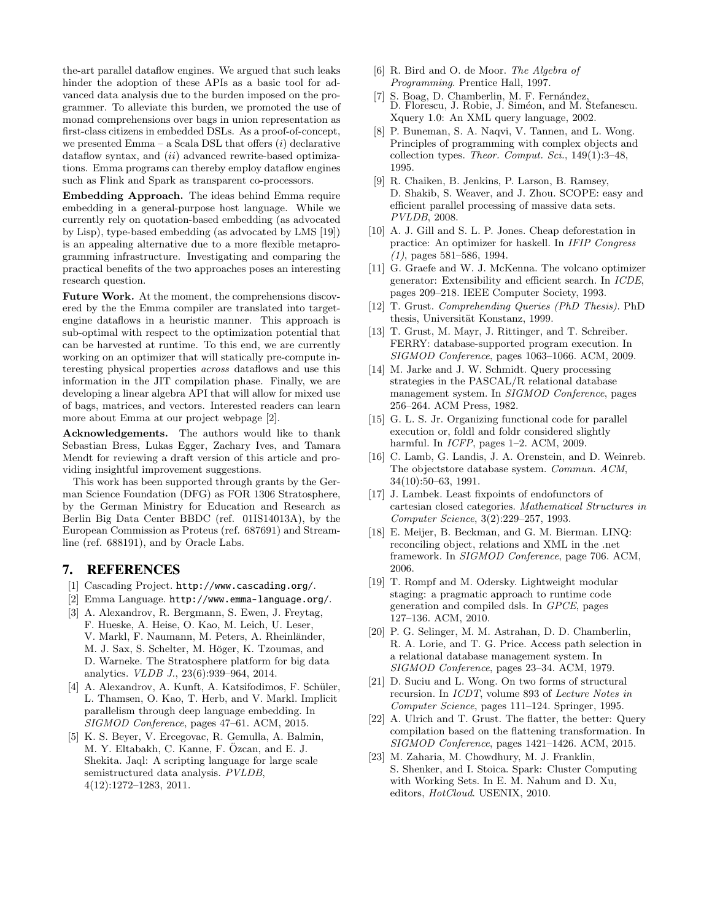the-art parallel dataflow engines. We argued that such leaks hinder the adoption of these APIs as a basic tool for advanced data analysis due to the burden imposed on the programmer. To alleviate this burden, we promoted the use of monad comprehensions over bags in union representation as first-class citizens in embedded DSLs. As a proof-of-concept, we presented Emma – a Scala DSL that offers (*i*) declarative dataflow syntax, and (*ii*) advanced rewrite-based optimizations. Emma programs can thereby employ dataflow engines such as Flink and Spark as transparent co-processors.

**Embedding Approach.** The ideas behind Emma require embedding in a general-purpose host language. While we currently rely on quotation-based embedding (as advocated by Lisp), type-based embedding (as advocated by LMS [19]) is an appealing alternative due to a more flexible metaprogramming infrastructure. Investigating and comparing the practical benefits of the two approaches poses an interesting research question.

**Future Work.** At the moment, the comprehensions discovered by the the Emma compiler are translated into target-engine dataflows in a heuristic manner. This approach is sub-optimal with respect to the optimization potential that can be harvested at runtime. To this end, we are currently working on an optimizer that will statically pre-compute interesting physical properties *across* dataflows and use this information in the JIT compilation phase. Finally, we are developing a linear algebra API that will allow for mixed use of bags, matrices, and vectors. Interested readers can learn more about Emma at our project webpage [2].

**Acknowledgements.** The authors would like to thank Sebastian Bress, Lukas Egger, Zachary Ives, and Tamara Mendt for reviewing a draft version of this article and providing insightful improvement suggestions.

This work has been supported through grants by the German Science Foundation (DFG) as FOR 1306 Stratosphere, by the German Ministry for Education and Research as Berlin Big Data Center BBDC (ref. 01IS14013A), by the European Commission as Proteus (ref. 687691) and Streamline (ref. 688191), and by Oracle Labs.

## 7. REFERENCES

[1] Cascading Project. `http://www.cascading.org/`.

[2] Emma Language. `http://www.emma-language.org/`.

[3] A. Alexandrov, R. Bergmann, S. Ewen, J. Freytag, F. Hueske, A. Heise, O. Kao, M. Leich, U. Leser, V. Markl, F. Naumann, M. Peters, A. Rheinländer, M. J. Sax, S. Schelter, M. Höger, K. Tzoumas, and D. Warneke. The Stratosphere platform for big data analytics. *VLDB J.*, 23(6):939–964, 2014.

[4] A. Alexandrov, A. Kunft, A. Katsifodimos, F. Schüler, L. Thamsen, O. Kao, T. Herb, and V. Markl. Implicit parallelism through deep language embedding. In *SIGMOD Conference*, pages 47–61. ACM, 2015.

[5] K. S. Beyer, V. Ercegovac, R. Gemulla, A. Balmin, M. Y. Eltabakh, C. Kanne, F. Özcan, and E. J. Shekita. Jaql: A scripting language for large scale semistructured data analysis. *PVLDB*, 4(12):1272–1283, 2011.

[6] R. Bird and O. de Moor. *The Algebra of Programming*. Prentice Hall, 1997.

[7] S. Boag, D. Chamberlin, M. F. Fernández, D. Florescu, J. Robie, J. Siméon, and M. Stefanescu. Xquery 1.0: An XML query language, 2002.

[8] P. Buneman, S. A. Naqvi, V. Tannen, and L. Wong. Principles of programming with complex objects and collection types. *Theor. Comput. Sci.*, 149(1):3–48, 1995.

[9] R. Chaiken, B. Jenkins, P. Larson, B. Ramsey, D. Shakib, S. Weaver, and J. Zhou. SCOPE: easy and efficient parallel processing of massive data sets. *PVLDB*, 2008.

[10] A. J. Gill and S. L. P. Jones. Cheap deforestation in practice: An optimizer for haskell. In *IFIP Congress (1)*, pages 581–586, 1994.

[11] G. Graefe and W. J. McKenna. The volcano optimizer generator: Extensibility and efficient search. In *ICDE*, pages 209–218. IEEE Computer Society, 1993.

[12] T. Grust. *Comprehending Queries (PhD Thesis)*. PhD thesis, Universität Konstanz, 1999.

[13] T. Grust, M. Mayr, J. Rittinger, and T. Schreiber. FERRY: database-supported program execution. In *SIGMOD Conference*, pages 1063–1066. ACM, 2009.

[14] M. Jarke and J. W. Schmidt. Query processing strategies in the PASCAL/R relational database management system. In *SIGMOD Conference*, pages 256–264. ACM Press, 1982.

[15] G. L. S. Jr. Organizing functional code for parallel execution or, foldl and foldr considered slightly harmful. In *ICFP*, pages 1–2. ACM, 2009.

[16] C. Lamb, G. Landis, J. A. Orenstein, and D. Weinreb. The objectstore database system. *Commun. ACM*, 34(10):50–63, 1991.

[17] J. Lambek. Least fixpoints of endofunctors of cartesian closed categories. *Mathematical Structures in Computer Science*, 3(2):229–257, 1993.

[18] E. Meijer, B. Beckman, and G. M. Bierman. LINQ: reconciling object, relations and XML in the .net framework. In *SIGMOD Conference*, page 706. ACM, 2006.

[19] T. Rompf and M. Odersky. Lightweight modular staging: a pragmatic approach to runtime code generation and compiled dsls. In *GPCE*, pages 127–136. ACM, 2010.

[20] P. G. Selinger, M. M. Astrahan, D. D. Chamberlin, R. A. Lorie, and T. G. Price. Access path selection in a relational database management system. In *SIGMOD Conference*, pages 23–34. ACM, 1979.

[21] D. Suciu and L. Wong. On two forms of structural recursion. In *ICDT*, volume 893 of *Lecture Notes in Computer Science*, pages 111–124. Springer, 1995.

[22] A. Ulrich and T. Grust. The flatter, the better: Query compilation based on the flattening transformation. In *SIGMOD Conference*, pages 1421–1426. ACM, 2015.

[23] M. Zaharia, M. Chowdhury, M. J. Franklin, S. Shenker, and I. Stoica. Spark: Cluster Computing with Working Sets. In E. M. Nahum and D. Xu, editors, *HotCloud*. USENIX, 2010.